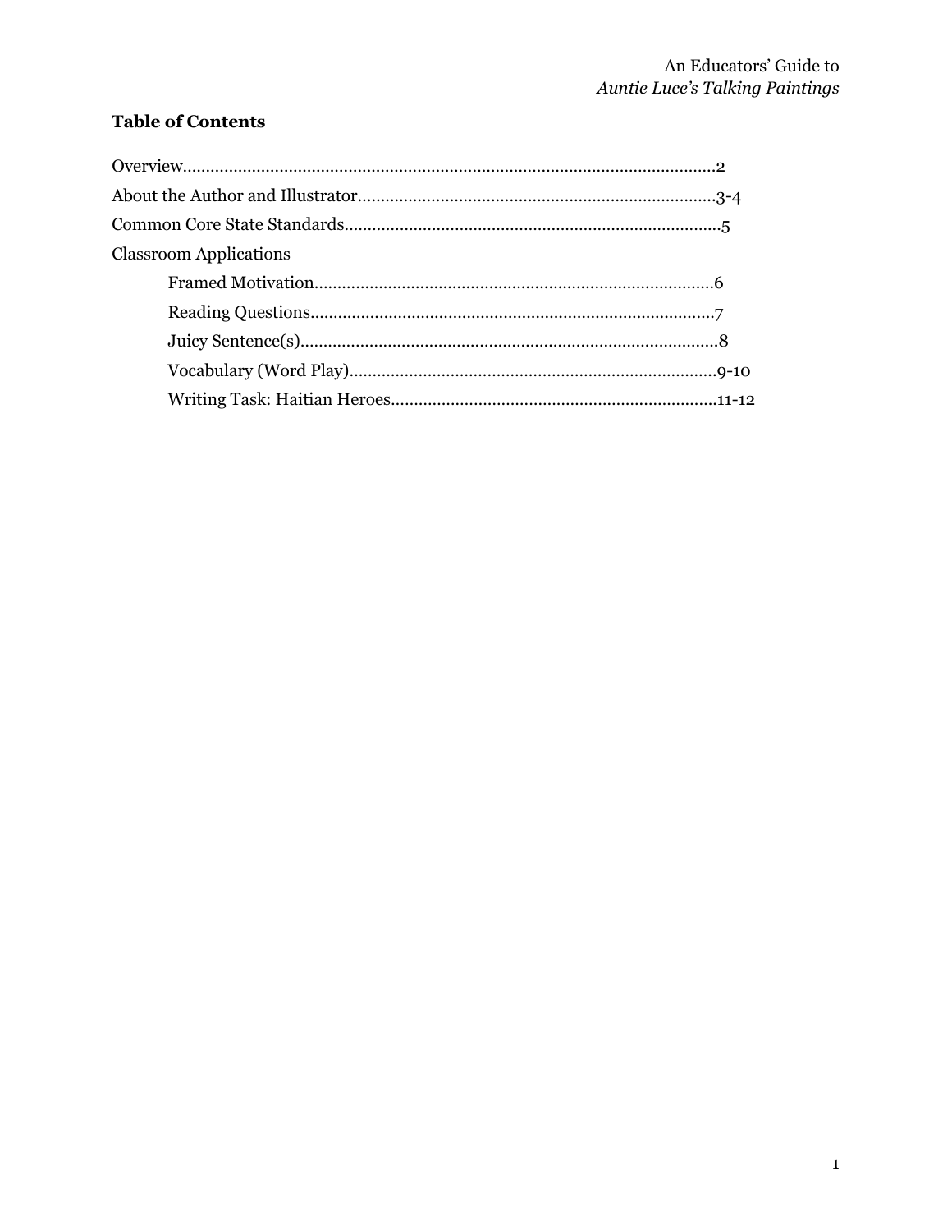An Educators' Guide to
*Auntie Luce's Talking Paintings*

## Table of Contents

Overview........................................................................................................2
About the Author and Illustrator..............................................................................3-4
Common Core State Standards..................................................................................5
Classroom Applications
- Framed Motivation.......................................................................................6
- Reading Questions........................................................................................7
- Juicy Sentence(s)...........................................................................................8
- Vocabulary (Word Play)................................................................................9-10
- Writing Task: Haitian Heroes.......................................................................11-12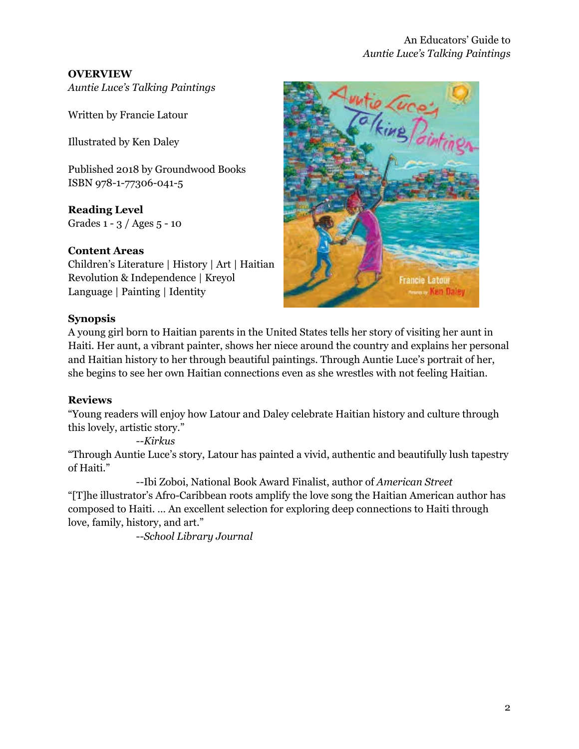**OVERVIEW**

*Auntie Luce's Talking Paintings*

Written by Francie Latour

Illustrated by Ken Daley

Published 2018 by Groundwood Books
ISBN 978-1-77306-041-5

**Reading Level**
Grades 1 - 3 / Ages 5 - 10

**Content Areas**
Children's Literature | History | Art | Haitian Revolution & Independence | Kreyol Language | Painting | Identity

**Synopsis**
A young girl born to Haitian parents in the United States tells her story of visiting her aunt in Haiti. Her aunt, a vibrant painter, shows her niece around the country and explains her personal and Haitian history to her through beautiful paintings. Through Auntie Luce's portrait of her, she begins to see her own Haitian connections even as she wrestles with not feeling Haitian.

**Reviews**
"Young readers will enjoy how Latour and Daley celebrate Haitian history and culture through this lovely, artistic story."

--*Kirkus*

"Through Auntie Luce's story, Latour has painted a vivid, authentic and beautifully lush tapestry of Haiti."

--Ibi Zoboi, National Book Award Finalist, author of *American Street*

"[T]he illustrator's Afro-Caribbean roots amplify the love song the Haitian American author has composed to Haiti. … An excellent selection for exploring deep connections to Haiti through love, family, history, and art."

--*School Library Journal*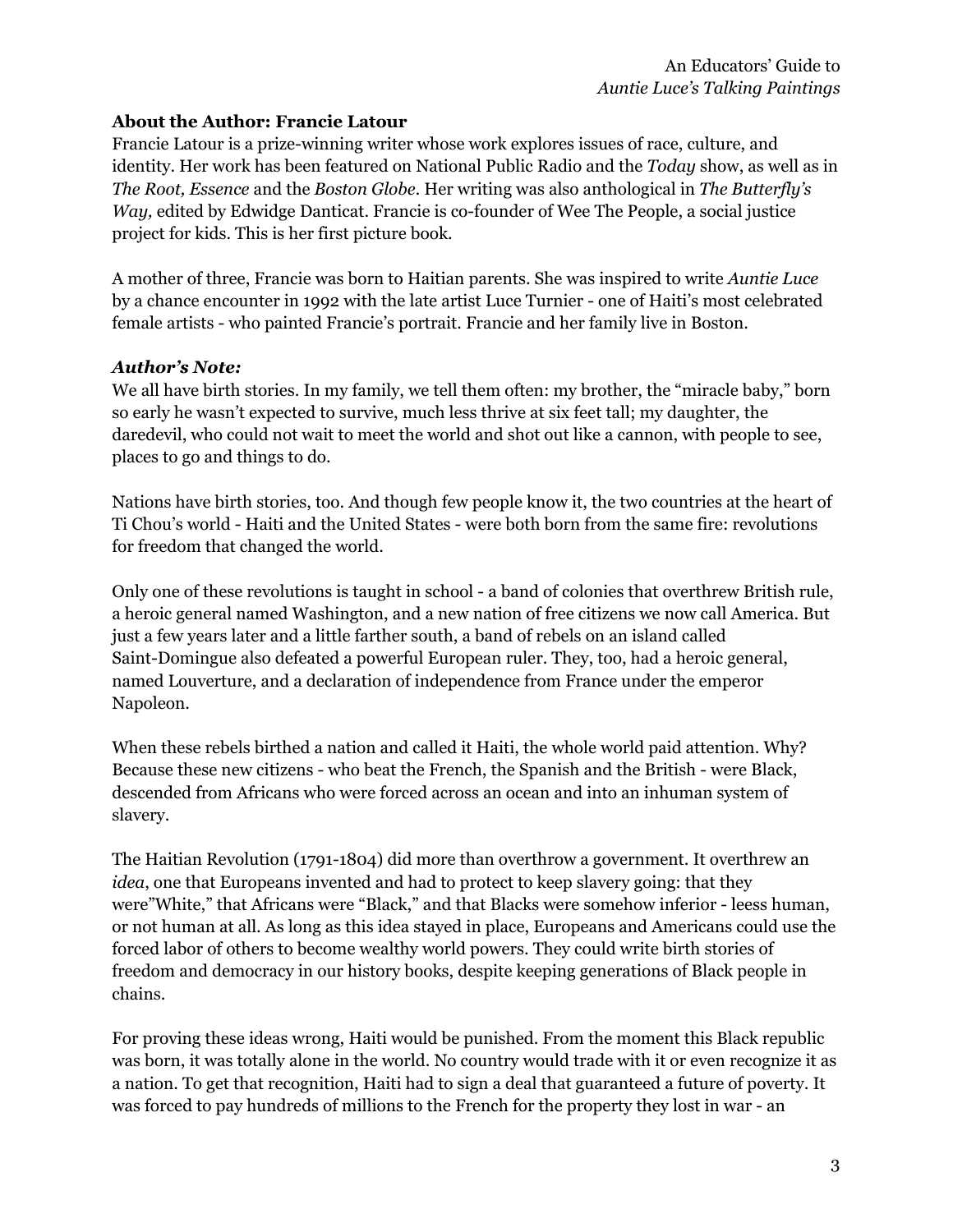### About the Author: Francie Latour

Francie Latour is a prize-winning writer whose work explores issues of race, culture, and identity. Her work has been featured on National Public Radio and the *Today* show, as well as in *The Root, Essence* and the *Boston Globe*. Her writing was also anthological in *The Butterfly's Way,* edited by Edwidge Danticat. Francie is co-founder of Wee The People, a social justice project for kids. This is her first picture book.

A mother of three, Francie was born to Haitian parents. She was inspired to write *Auntie Luce* by a chance encounter in 1992 with the late artist Luce Turnier - one of Haiti's most celebrated female artists - who painted Francie's portrait. Francie and her family live in Boston.

#### *Author's Note:*

We all have birth stories. In my family, we tell them often: my brother, the "miracle baby," born so early he wasn't expected to survive, much less thrive at six feet tall; my daughter, the daredevil, who could not wait to meet the world and shot out like a cannon, with people to see, places to go and things to do.

Nations have birth stories, too. And though few people know it, the two countries at the heart of Ti Chou's world - Haiti and the United States - were both born from the same fire: revolutions for freedom that changed the world.

Only one of these revolutions is taught in school - a band of colonies that overthrew British rule, a heroic general named Washington, and a new nation of free citizens we now call America. But just a few years later and a little farther south, a band of rebels on an island called Saint-Domingue also defeated a powerful European ruler. They, too, had a heroic general, named Louverture, and a declaration of independence from France under the emperor Napoleon.

When these rebels birthed a nation and called it Haiti, the whole world paid attention. Why? Because these new citizens - who beat the French, the Spanish and the British - were Black, descended from Africans who were forced across an ocean and into an inhuman system of slavery.

The Haitian Revolution (1791-1804) did more than overthrow a government. It overthrew an *idea*, one that Europeans invented and had to protect to keep slavery going: that they were"White," that Africans were "Black," and that Blacks were somehow inferior - leess human, or not human at all. As long as this idea stayed in place, Europeans and Americans could use the forced labor of others to become wealthy world powers. They could write birth stories of freedom and democracy in our history books, despite keeping generations of Black people in chains.

For proving these ideas wrong, Haiti would be punished. From the moment this Black republic was born, it was totally alone in the world. No country would trade with it or even recognize it as a nation. To get that recognition, Haiti had to sign a deal that guaranteed a future of poverty. It was forced to pay hundreds of millions to the French for the property they lost in war - an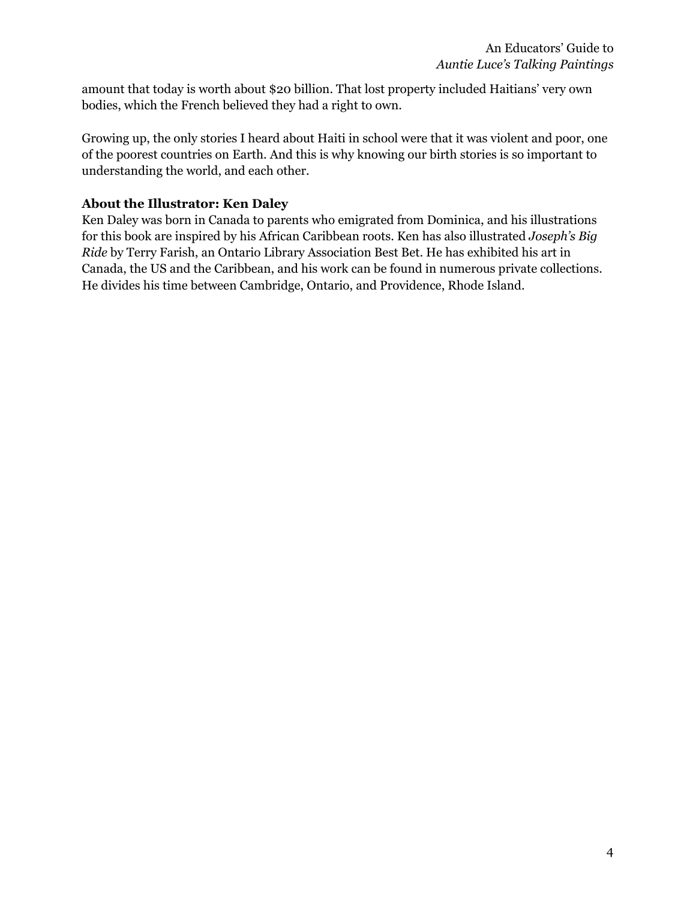amount that today is worth about $20 billion. That lost property included Haitians' very own bodies, which the French believed they had a right to own.

Growing up, the only stories I heard about Haiti in school were that it was violent and poor, one of the poorest countries on Earth. And this is why knowing our birth stories is so important to understanding the world, and each other.

**About the Illustrator: Ken Daley**

Ken Daley was born in Canada to parents who emigrated from Dominica, and his illustrations for this book are inspired by his African Caribbean roots. Ken has also illustrated *Joseph's Big Ride* by Terry Farish, an Ontario Library Association Best Bet. He has exhibited his art in Canada, the US and the Caribbean, and his work can be found in numerous private collections. He divides his time between Cambridge, Ontario, and Providence, Rhode Island.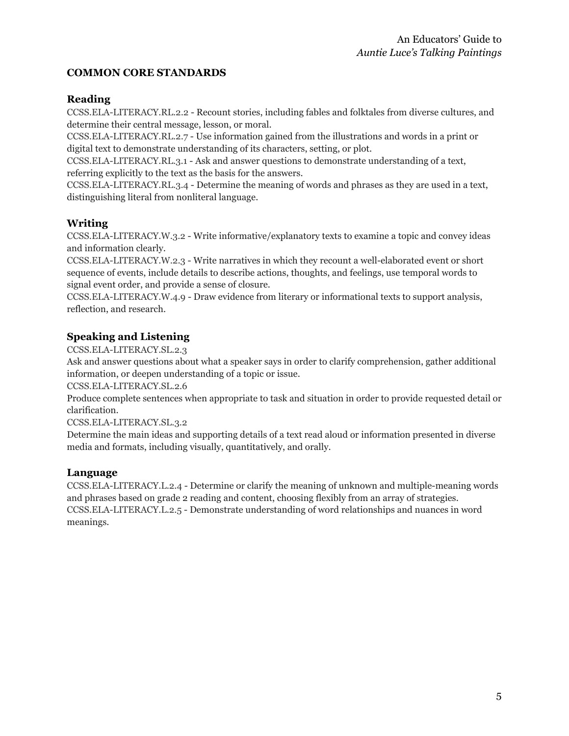## COMMON CORE STANDARDS

### Reading

CCSS.ELA-LITERACY.RL.2.2 - Recount stories, including fables and folktales from diverse cultures, and determine their central message, lesson, or moral.
CCSS.ELA-LITERACY.RL.2.7 - Use information gained from the illustrations and words in a print or digital text to demonstrate understanding of its characters, setting, or plot.
CCSS.ELA-LITERACY.RL.3.1 - Ask and answer questions to demonstrate understanding of a text, referring explicitly to the text as the basis for the answers.
CCSS.ELA-LITERACY.RL.3.4 - Determine the meaning of words and phrases as they are used in a text, distinguishing literal from nonliteral language.

### Writing

CCSS.ELA-LITERACY.W.3.2 - Write informative/explanatory texts to examine a topic and convey ideas and information clearly.
CCSS.ELA-LITERACY.W.2.3 - Write narratives in which they recount a well-elaborated event or short sequence of events, include details to describe actions, thoughts, and feelings, use temporal words to signal event order, and provide a sense of closure.
CCSS.ELA-LITERACY.W.4.9 - Draw evidence from literary or informational texts to support analysis, reflection, and research.

### Speaking and Listening

CCSS.ELA-LITERACY.SL.2.3
Ask and answer questions about what a speaker says in order to clarify comprehension, gather additional information, or deepen understanding of a topic or issue.
CCSS.ELA-LITERACY.SL.2.6
Produce complete sentences when appropriate to task and situation in order to provide requested detail or clarification.
CCSS.ELA-LITERACY.SL.3.2
Determine the main ideas and supporting details of a text read aloud or information presented in diverse media and formats, including visually, quantitatively, and orally.

### Language

CCSS.ELA-LITERACY.L.2.4 - Determine or clarify the meaning of unknown and multiple-meaning words and phrases based on grade 2 reading and content, choosing flexibly from an array of strategies.
CCSS.ELA-LITERACY.L.2.5 - Demonstrate understanding of word relationships and nuances in word meanings.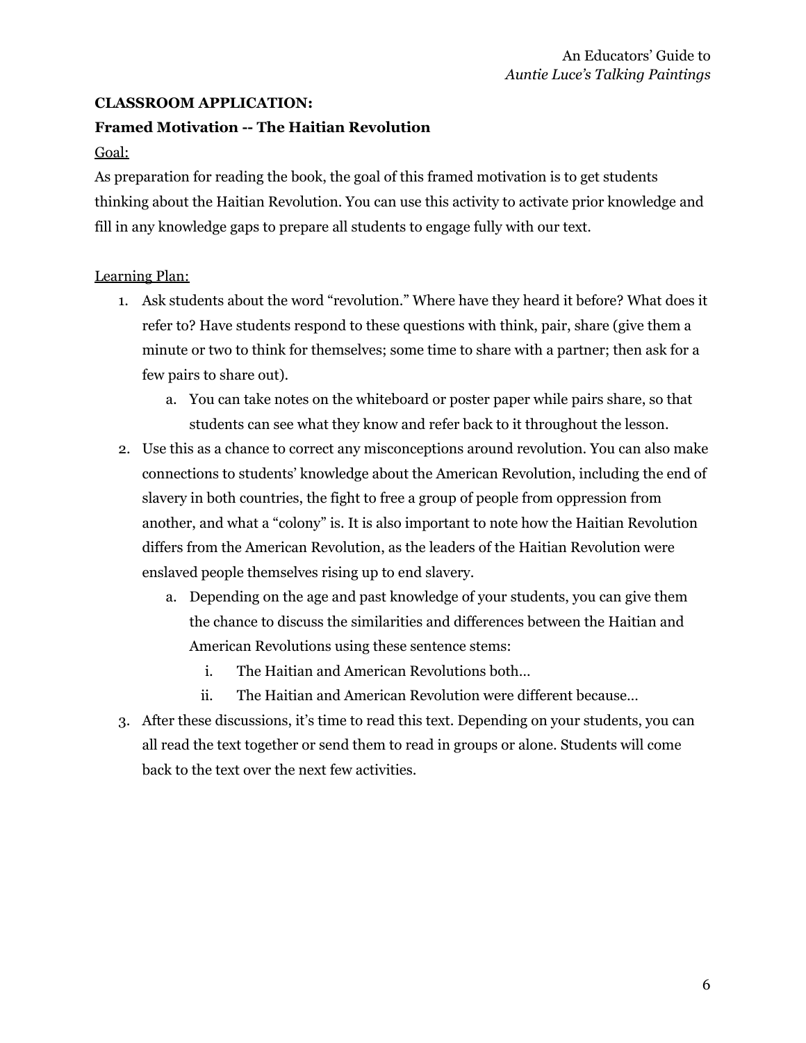**CLASSROOM APPLICATION:**

**Framed Motivation -- The Haitian Revolution**

Goal:

As preparation for reading the book, the goal of this framed motivation is to get students thinking about the Haitian Revolution. You can use this activity to activate prior knowledge and fill in any knowledge gaps to prepare all students to engage fully with our text.

Learning Plan:

1. Ask students about the word "revolution." Where have they heard it before? What does it refer to? Have students respond to these questions with think, pair, share (give them a minute or two to think for themselves; some time to share with a partner; then ask for a few pairs to share out).
   a. You can take notes on the whiteboard or poster paper while pairs share, so that students can see what they know and refer back to it throughout the lesson.
2. Use this as a chance to correct any misconceptions around revolution. You can also make connections to students' knowledge about the American Revolution, including the end of slavery in both countries, the fight to free a group of people from oppression from another, and what a "colony" is. It is also important to note how the Haitian Revolution differs from the American Revolution, as the leaders of the Haitian Revolution were enslaved people themselves rising up to end slavery.
   a. Depending on the age and past knowledge of your students, you can give them the chance to discuss the similarities and differences between the Haitian and American Revolutions using these sentence stems:
      i. The Haitian and American Revolutions both…
      ii. The Haitian and American Revolution were different because…
3. After these discussions, it's time to read this text. Depending on your students, you can all read the text together or send them to read in groups or alone. Students will come back to the text over the next few activities.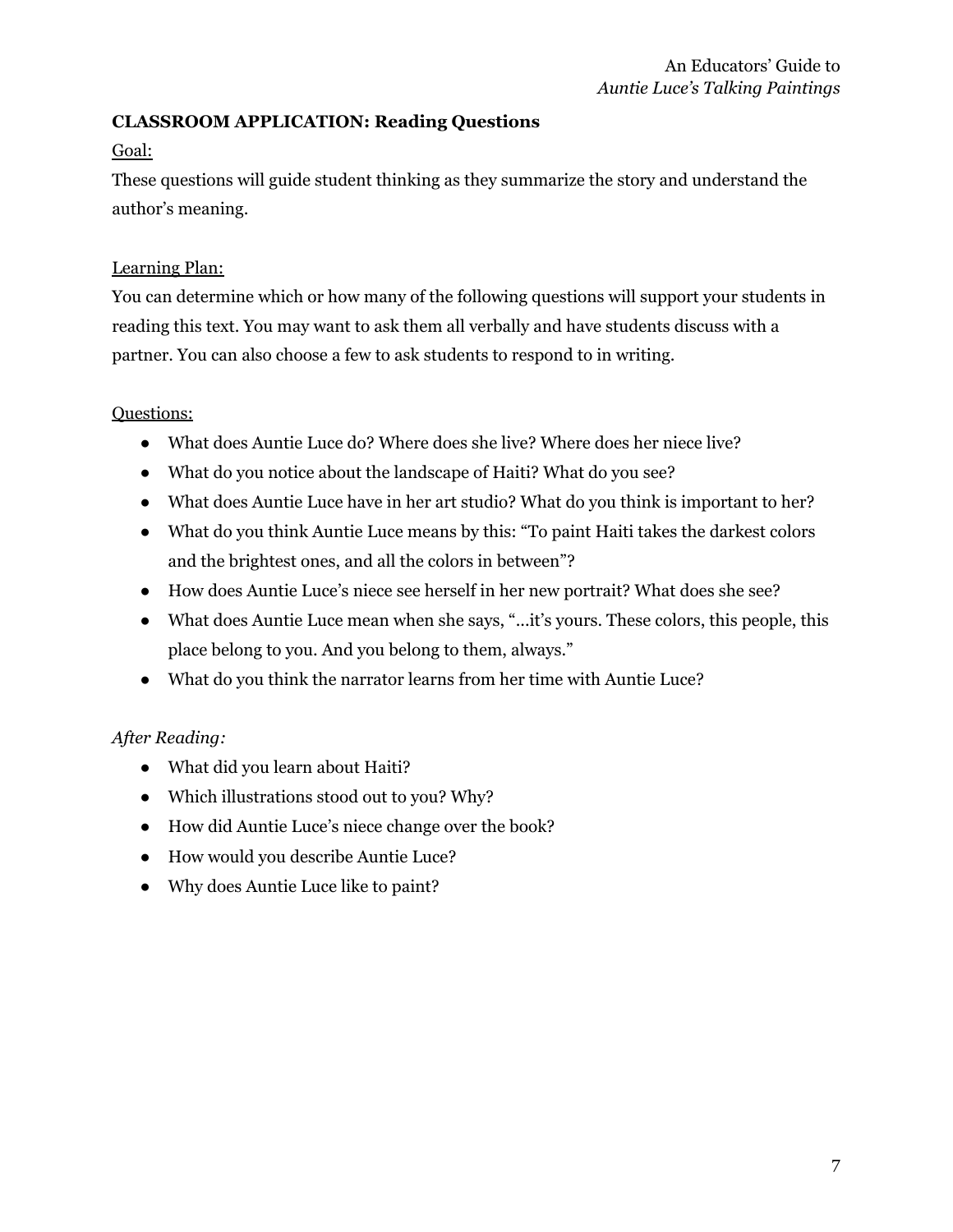## CLASSROOM APPLICATION: Reading Questions

<u>Goal:</u>

These questions will guide student thinking as they summarize the story and understand the author's meaning.

<u>Learning Plan:</u>

You can determine which or how many of the following questions will support your students in reading this text. You may want to ask them all verbally and have students discuss with a partner. You can also choose a few to ask students to respond to in writing.

<u>Questions:</u>

- What does Auntie Luce do? Where does she live? Where does her niece live?
- What do you notice about the landscape of Haiti? What do you see?
- What does Auntie Luce have in her art studio? What do you think is important to her?
- What do you think Auntie Luce means by this: "To paint Haiti takes the darkest colors and the brightest ones, and all the colors in between"?
- How does Auntie Luce's niece see herself in her new portrait? What does she see?
- What does Auntie Luce mean when she says, "...it's yours. These colors, this people, this place belong to you. And you belong to them, always."
- What do you think the narrator learns from her time with Auntie Luce?

*After Reading:*

- What did you learn about Haiti?
- Which illustrations stood out to you? Why?
- How did Auntie Luce's niece change over the book?
- How would you describe Auntie Luce?
- Why does Auntie Luce like to paint?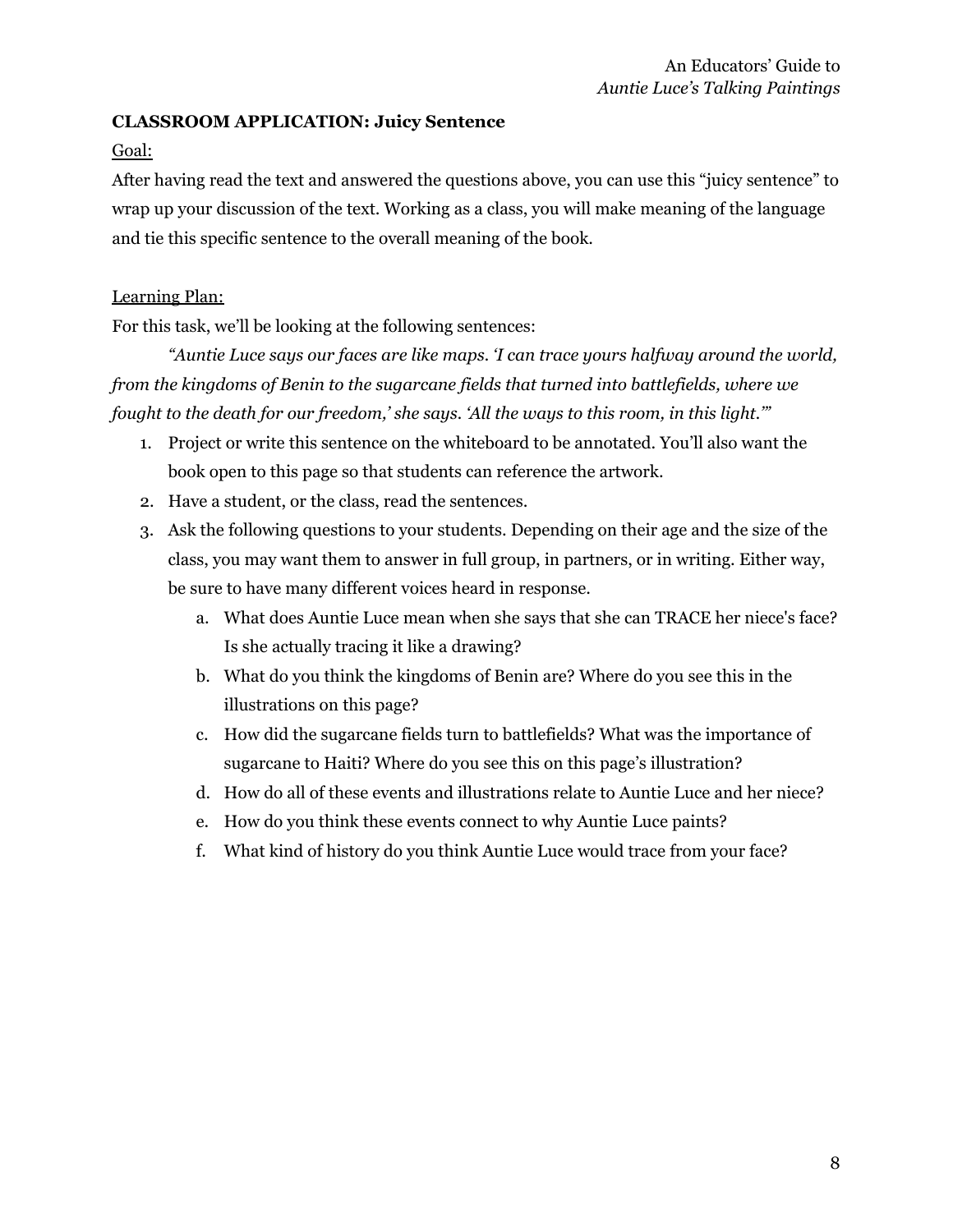**CLASSROOM APPLICATION: Juicy Sentence**

Goal:

After having read the text and answered the questions above, you can use this "juicy sentence" to wrap up your discussion of the text. Working as a class, you will make meaning of the language and tie this specific sentence to the overall meaning of the book.

Learning Plan:

For this task, we'll be looking at the following sentences:

*"Auntie Luce says our faces are like maps. 'I can trace yours halfway around the world, from the kingdoms of Benin to the sugarcane fields that turned into battlefields, where we fought to the death for our freedom,' she says. 'All the ways to this room, in this light.'"*

1. Project or write this sentence on the whiteboard to be annotated. You'll also want the book open to this page so that students can reference the artwork.
2. Have a student, or the class, read the sentences.
3. Ask the following questions to your students. Depending on their age and the size of the class, you may want them to answer in full group, in partners, or in writing. Either way, be sure to have many different voices heard in response.
   a. What does Auntie Luce mean when she says that she can TRACE her niece's face? Is she actually tracing it like a drawing?
   b. What do you think the kingdoms of Benin are? Where do you see this in the illustrations on this page?
   c. How did the sugarcane fields turn to battlefields? What was the importance of sugarcane to Haiti? Where do you see this on this page's illustration?
   d. How do all of these events and illustrations relate to Auntie Luce and her niece?
   e. How do you think these events connect to why Auntie Luce paints?
   f. What kind of history do you think Auntie Luce would trace from your face?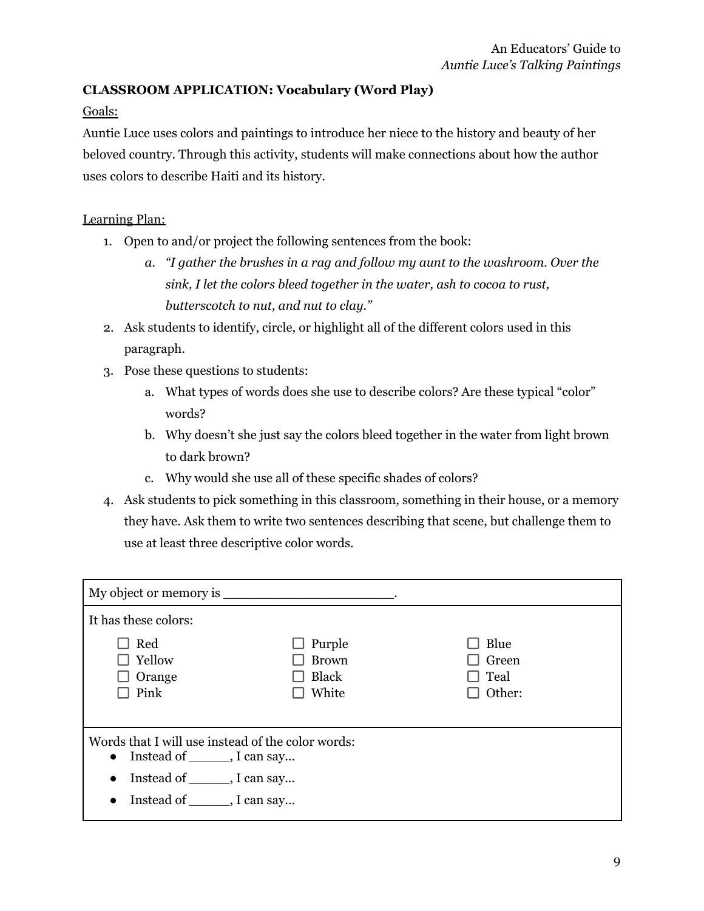**CLASSROOM APPLICATION: Vocabulary (Word Play)**

Goals:

Auntie Luce uses colors and paintings to introduce her niece to the history and beauty of her beloved country. Through this activity, students will make connections about how the author uses colors to describe Haiti and its history.

Learning Plan:

1. Open to and/or project the following sentences from the book:
   a. *"I gather the brushes in a rag and follow my aunt to the washroom. Over the sink, I let the colors bleed together in the water, ash to cocoa to rust, butterscotch to nut, and nut to clay."*
2. Ask students to identify, circle, or highlight all of the different colors used in this paragraph.
3. Pose these questions to students:
   a. What types of words does she use to describe colors? Are these typical "color" words?
   b. Why doesn't she just say the colors bleed together in the water from light brown to dark brown?
   c. Why would she use all of these specific shades of colors?
4. Ask students to pick something in this classroom, something in their house, or a memory they have. Ask them to write two sentences describing that scene, but challenge them to use at least three descriptive color words.

| My object or memory is _______________________. | | |
|---|---|---|
| It has these colors: | | |
| ☐ Red | ☐ Purple | ☐ Blue |
| ☐ Yellow | ☐ Brown | ☐ Green |
| ☐ Orange | ☐ Black | ☐ Teal |
| ☐ Pink | ☐ White | ☐ Other: |
| Words that I will use instead of the color words:<br>• Instead of ______, I can say…<br>• Instead of ______, I can say…<br>• Instead of ______, I can say… | | |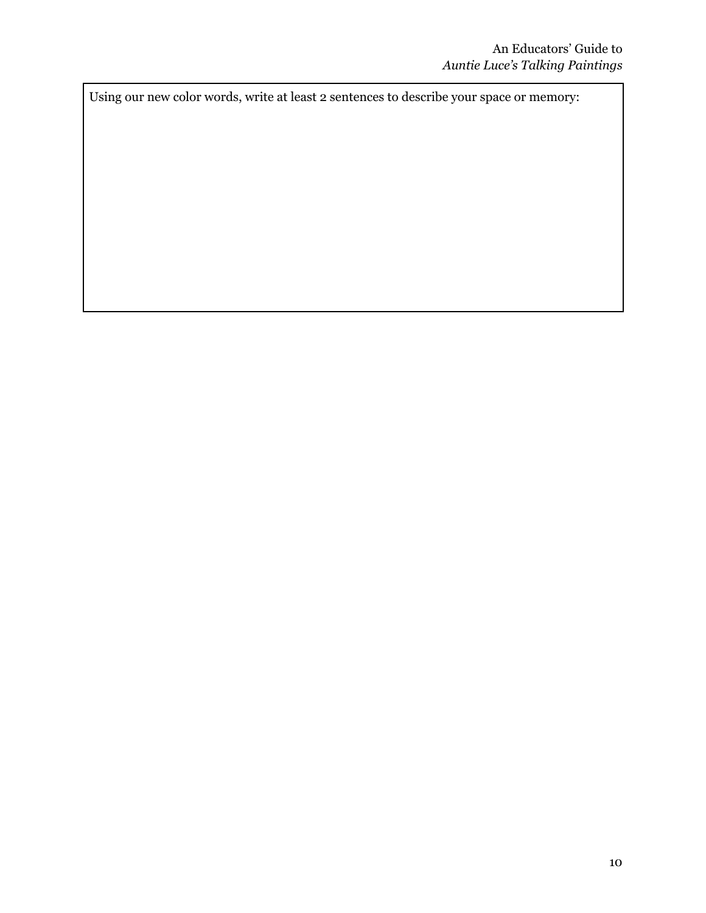Using our new color words, write at least 2 sentences to describe your space or memory: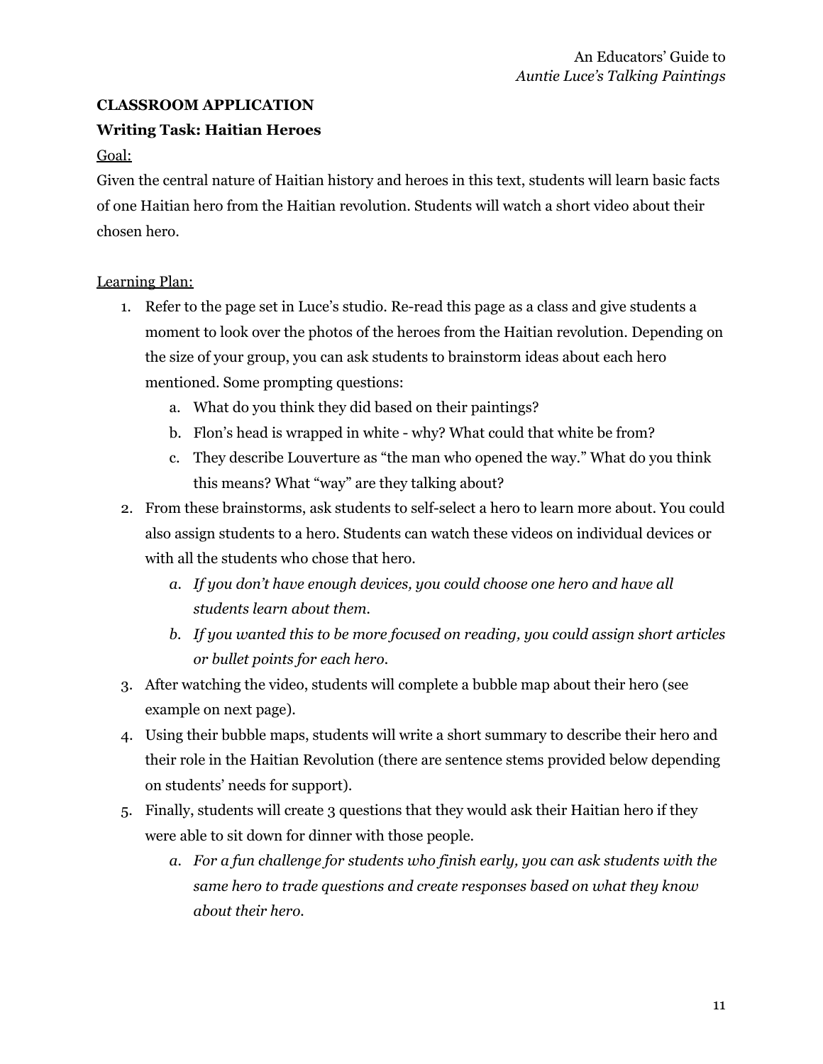**CLASSROOM APPLICATION**

**Writing Task: Haitian Heroes**

Goal:

Given the central nature of Haitian history and heroes in this text, students will learn basic facts of one Haitian hero from the Haitian revolution. Students will watch a short video about their chosen hero.

Learning Plan:

1. Refer to the page set in Luce's studio. Re-read this page as a class and give students a moment to look over the photos of the heroes from the Haitian revolution. Depending on the size of your group, you can ask students to brainstorm ideas about each hero mentioned. Some prompting questions:
   a. What do you think they did based on their paintings?
   b. Flon's head is wrapped in white - why? What could that white be from?
   c. They describe Louverture as "the man who opened the way." What do you think this means? What "way" are they talking about?
2. From these brainstorms, ask students to self-select a hero to learn more about. You could also assign students to a hero. Students can watch these videos on individual devices or with all the students who chose that hero.
   a. *If you don't have enough devices, you could choose one hero and have all students learn about them.*
   b. *If you wanted this to be more focused on reading, you could assign short articles or bullet points for each hero.*
3. After watching the video, students will complete a bubble map about their hero (see example on next page).
4. Using their bubble maps, students will write a short summary to describe their hero and their role in the Haitian Revolution (there are sentence stems provided below depending on students' needs for support).
5. Finally, students will create 3 questions that they would ask their Haitian hero if they were able to sit down for dinner with those people.
   a. *For a fun challenge for students who finish early, you can ask students with the same hero to trade questions and create responses based on what they know about their hero.*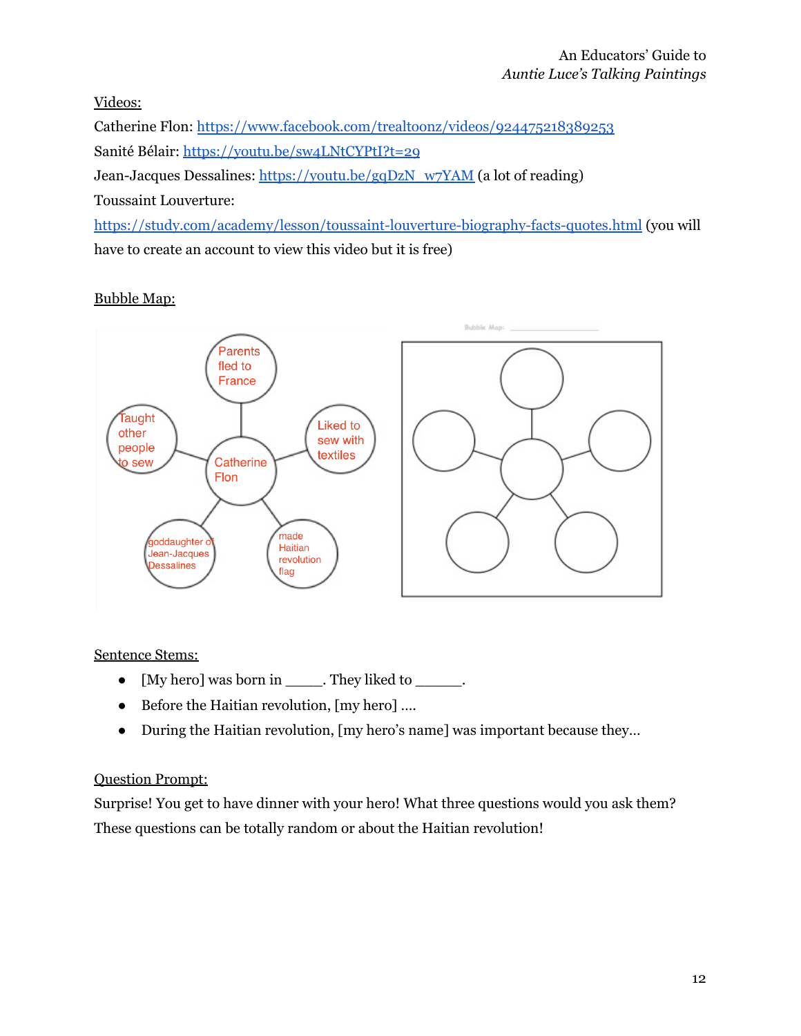Videos:

Catherine Flon: https://www.facebook.com/trealtoonz/videos/924475218389253

Sanité Bélair: https://youtu.be/sw4LNtCYPtI?t=29

Jean-Jacques Dessalines: https://youtu.be/gqDzN_w7YAM (a lot of reading)

Toussaint Louverture:

https://study.com/academy/lesson/toussaint-louverture-biography-facts-quotes.html (you will have to create an account to view this video but it is free)

Bubble Map:

Catherine Flon

Parents fled to France

Liked to sew with textiles

made Haitian revolution flag

goddaughter of Jean-Jacques Dessalines

Taught other people to sew

Bubble Map: ___________

Sentence Stems:

- [My hero] was born in _____. They liked to ______.
- Before the Haitian revolution, [my hero] ....
- During the Haitian revolution, [my hero's name] was important because they...

Question Prompt:

Surprise! You get to have dinner with your hero! What three questions would you ask them? These questions can be totally random or about the Haitian revolution!